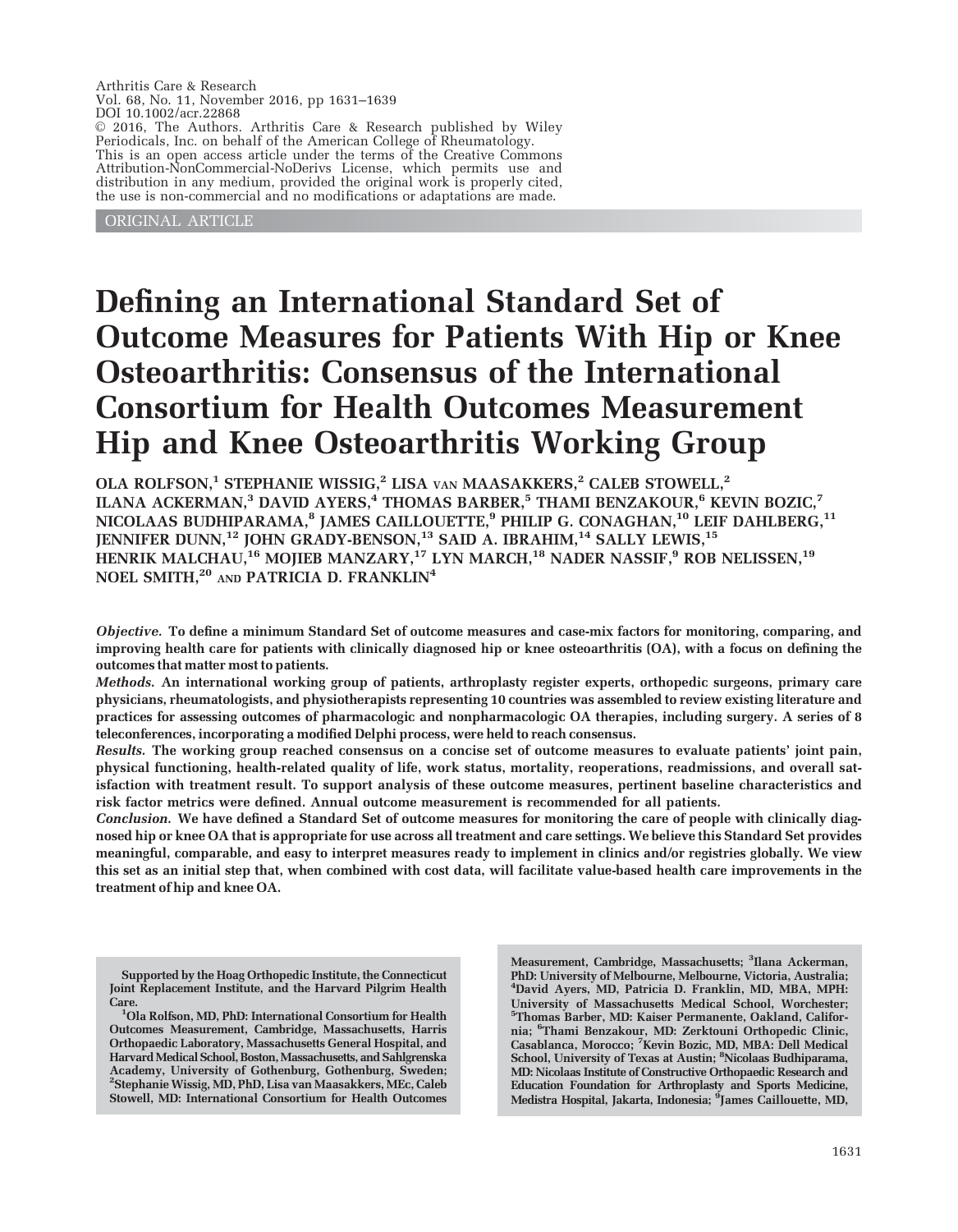Arthritis Care & Research
Vol. 68, No. 11, November 2016, pp 1631–1639
DOI 10.1002/acr.22868
© 2016, The Authors. Arthritis Care & Research published by Wiley Periodicals, Inc. on behalf of the American College of Rheumatology.
This is an open access article under the terms of the Creative Commons Attribution-NonCommercial-NoDerivs License, which permits use and distribution in any medium, provided the original work is properly cited, the use is non-commercial and no modifications or adaptations are made.

ORIGINAL ARTICLE

# Defining an International Standard Set of Outcome Measures for Patients With Hip or Knee Osteoarthritis: Consensus of the International Consortium for Health Outcomes Measurement Hip and Knee Osteoarthritis Working Group

OLA ROLFSON,[1] STEPHANIE WISSIG,[2] LISA VAN MAASAKKERS,[2] CALEB STOWELL,[2] ILANA ACKERMAN,[3] DAVID AYERS,[4] THOMAS BARBER,[5] THAMI BENZAKOUR,[6] KEVIN BOZIC,[7] NICOLAAS BUDHIPARAMA,[8] JAMES CAILLOUETTE,[9] PHILIP G. CONAGHAN,[10] LEIF DAHLBERG,[11] JENNIFER DUNN,[12] JOHN GRADY-BENSON,[13] SAID A. IBRAHIM,[14] SALLY LEWIS,[15] HENRIK MALCHAU,[16] MOJIEB MANZARY,[17] LYN MARCH,[18] NADER NASSIF,[9] ROB NELISSEN,[19] NOEL SMITH,[20] AND PATRICIA D. FRANKLIN[4]

***Objective.*** **To define a minimum Standard Set of outcome measures and case-mix factors for monitoring, comparing, and improving health care for patients with clinically diagnosed hip or knee osteoarthritis (OA), with a focus on defining the outcomes that matter most to patients.**

***Methods.*** **An international working group of patients, arthroplasty register experts, orthopedic surgeons, primary care physicians, rheumatologists, and physiotherapists representing 10 countries was assembled to review existing literature and practices for assessing outcomes of pharmacologic and nonpharmacologic OA therapies, including surgery. A series of 8 teleconferences, incorporating a modified Delphi process, were held to reach consensus.**

***Results.*** **The working group reached consensus on a concise set of outcome measures to evaluate patients' joint pain, physical functioning, health-related quality of life, work status, mortality, reoperations, readmissions, and overall satisfaction with treatment result. To support analysis of these outcome measures, pertinent baseline characteristics and risk factor metrics were defined. Annual outcome measurement is recommended for all patients.**

***Conclusion.*** **We have defined a Standard Set of outcome measures for monitoring the care of people with clinically diagnosed hip or knee OA that is appropriate for use across all treatment and care settings. We believe this Standard Set provides meaningful, comparable, and easy to interpret measures ready to implement in clinics and/or registries globally. We view this set as an initial step that, when combined with cost data, will facilitate value-based health care improvements in the treatment of hip and knee OA.**

**Supported by the Hoag Orthopedic Institute, the Connecticut Joint Replacement Institute, and the Harvard Pilgrim Health Care.**

**[1]Ola Rolfson, MD, PhD: International Consortium for Health Outcomes Measurement, Cambridge, Massachusetts, Harris Orthopaedic Laboratory, Massachusetts General Hospital, and Harvard Medical School, Boston, Massachusetts, and Sahlgrenska Academy, University of Gothenburg, Gothenburg, Sweden; [2]Stephanie Wissig, MD, PhD, Lisa van Maasakkers, MEc, Caleb Stowell, MD: International Consortium for Health Outcomes Measurement, Cambridge, Massachusetts; [3]Ilana Ackerman, PhD: University of Melbourne, Melbourne, Victoria, Australia; [4]David Ayers, MD, Patricia D. Franklin, MD, MBA, MPH: University of Massachusetts Medical School, Worchester; [5]Thomas Barber, MD: Kaiser Permanente, Oakland, California; [6]Thami Benzakour, MD: Zerktouni Orthopedic Clinic, Casablanca, Morocco; [7]Kevin Bozic, MD, MBA: Dell Medical School, University of Texas at Austin; [8]Nicolaas Budhiparama, MD: Nicolaas Institute of Constructive Orthopaedic Research and Education Foundation for Arthroplasty and Sports Medicine, Medistra Hospital, Jakarta, Indonesia; [9]James Caillouette, MD,**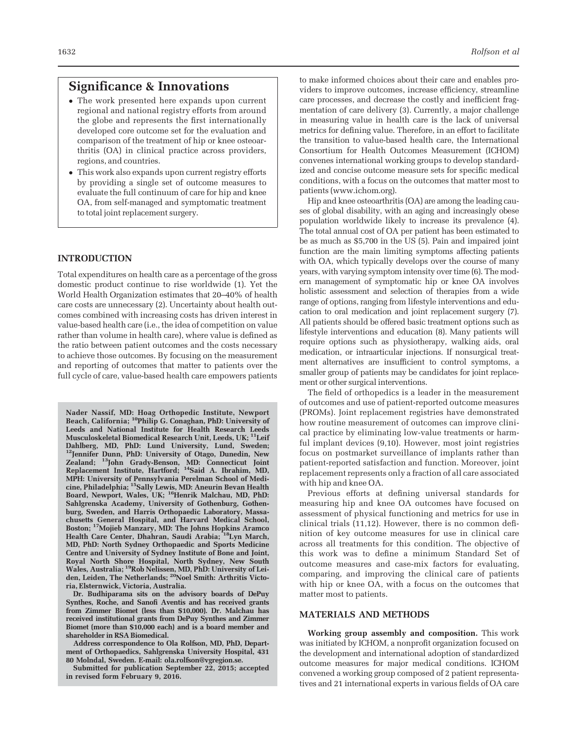## Significance & Innovations

- The work presented here expands upon current regional and national registry efforts from around the globe and represents the first internationally developed core outcome set for the evaluation and comparison of the treatment of hip or knee osteoarthritis (OA) in clinical practice across providers, regions, and countries.
- This work also expands upon current registry efforts by providing a single set of outcome measures to evaluate the full continuum of care for hip and knee OA, from self-managed and symptomatic treatment to total joint replacement surgery.

## INTRODUCTION

Total expenditures on health care as a percentage of the gross domestic product continue to rise worldwide (1). Yet the World Health Organization estimates that 20–40% of health care costs are unnecessary (2). Uncertainty about health outcomes combined with increasing costs has driven interest in value-based health care (i.e., the idea of competition on value rather than volume in health care), where value is defined as the ratio between patient outcomes and the costs necessary to achieve those outcomes. By focusing on the measurement and reporting of outcomes that matter to patients over the full cycle of care, value-based health care empowers patients to make informed choices about their care and enables providers to improve outcomes, increase efficiency, streamline care processes, and decrease the costly and inefficient fragmentation of care delivery (3). Currently, a major challenge in measuring value in health care is the lack of universal metrics for defining value. Therefore, in an effort to facilitate the transition to value-based health care, the International Consortium for Health Outcomes Measurement (ICHOM) convenes international working groups to develop standardized and concise outcome measure sets for specific medical conditions, with a focus on the outcomes that matter most to patients (www.ichom.org).

Hip and knee osteoarthritis (OA) are among the leading causes of global disability, with an aging and increasingly obese population worldwide likely to increase its prevalence (4). The total annual cost of OA per patient has been estimated to be as much as $5,700 in the US (5). Pain and impaired joint function are the main limiting symptoms affecting patients with OA, which typically develops over the course of many years, with varying symptom intensity over time (6). The modern management of symptomatic hip or knee OA involves holistic assessment and selection of therapies from a wide range of options, ranging from lifestyle interventions and education to oral medication and joint replacement surgery (7). All patients should be offered basic treatment options such as lifestyle interventions and education (8). Many patients will require options such as physiotherapy, walking aids, oral medication, or intraarticular injections. If nonsurgical treatment alternatives are insufficient to control symptoms, a smaller group of patients may be candidates for joint replacement or other surgical interventions.

The field of orthopedics is a leader in the measurement of outcomes and use of patient-reported outcome measures (PROMs). Joint replacement registries have demonstrated how routine measurement of outcomes can improve clinical practice by eliminating low-value treatments or harmful implant devices (9,10). However, most joint registries focus on postmarket surveillance of implants rather than patient-reported satisfaction and function. Moreover, joint replacement represents only a fraction of all care associated with hip and knee OA.

Previous efforts at defining universal standards for measuring hip and knee OA outcomes have focused on assessment of physical functioning and metrics for use in clinical trials (11,12). However, there is no common definition of key outcome measures for use in clinical care across all treatments for this condition. The objective of this work was to define a minimum Standard Set of outcome measures and case-mix factors for evaluating, comparing, and improving the clinical care of patients with hip or knee OA, with a focus on the outcomes that matter most to patients.

## MATERIALS AND METHODS

**Working group assembly and composition.** This work was initiated by ICHOM, a nonprofit organization focused on the development and international adoption of standardized outcome measures for major medical conditions. ICHOM convened a working group composed of 2 patient representatives and 21 international experts in various fields of OA care

**Nader Nassif, MD: Hoag Orthopedic Institute, Newport Beach, California; [10]Philip G. Conaghan, PhD: University of Leeds and National Institute for Health Research Leeds Musculoskeletal Biomedical Research Unit, Leeds, UK; [11]Leif Dahlberg, MD, PhD: Lund University, Lund, Sweden; [12]Jennifer Dunn, PhD: University of Otago, Dunedin, New Zealand; [13]John Grady-Benson, MD: Connecticut Joint Replacement Institute, Hartford; [14]Said A. Ibrahim, MD, MPH: University of Pennsylvania Perelman School of Medicine, Philadelphia; [15]Sally Lewis, MD: Aneurin Bevan Health Board, Newport, Wales, UK; [16]Henrik Malchau, MD, PhD: Sahlgrenska Academy, University of Gothenburg, Gothenburg, Sweden, and Harris Orthopaedic Laboratory, Massachusetts General Hospital, and Harvard Medical School, Boston; [17]Mojieb Manzary, MD: The Johns Hopkins Aramco Health Care Center, Dhahran, Saudi Arabia; [18]Lyn March, MD, PhD: North Sydney Orthopaedic and Sports Medicine Centre and University of Sydney Institute of Bone and Joint, Royal North Shore Hospital, North Sydney, New South Wales, Australia; [19]Rob Nelissen, MD, PhD: University of Leiden, Leiden, The Netherlands; [20]Noel Smith: Arthritis Victoria, Elsternwick, Victoria, Australia.**

**Dr. Budhiparama sits on the advisory boards of DePuy Synthes, Roche, and Sanofi Aventis and has received grants from Zimmer Biomet (less than $10,000). Dr. Malchau has received institutional grants from DePuy Synthes and Zimmer Biomet (more than $10,000 each) and is a board member and shareholder in RSA Biomedical.**

**Address correspondence to Ola Rolfson, MD, PhD, Department of Orthopaedics, Sahlgrenska University Hospital, 431 80 Molndal, Sweden. E-mail: ola.rolfson@vgregion.se.**

**Submitted for publication September 22, 2015; accepted in revised form February 9, 2016.**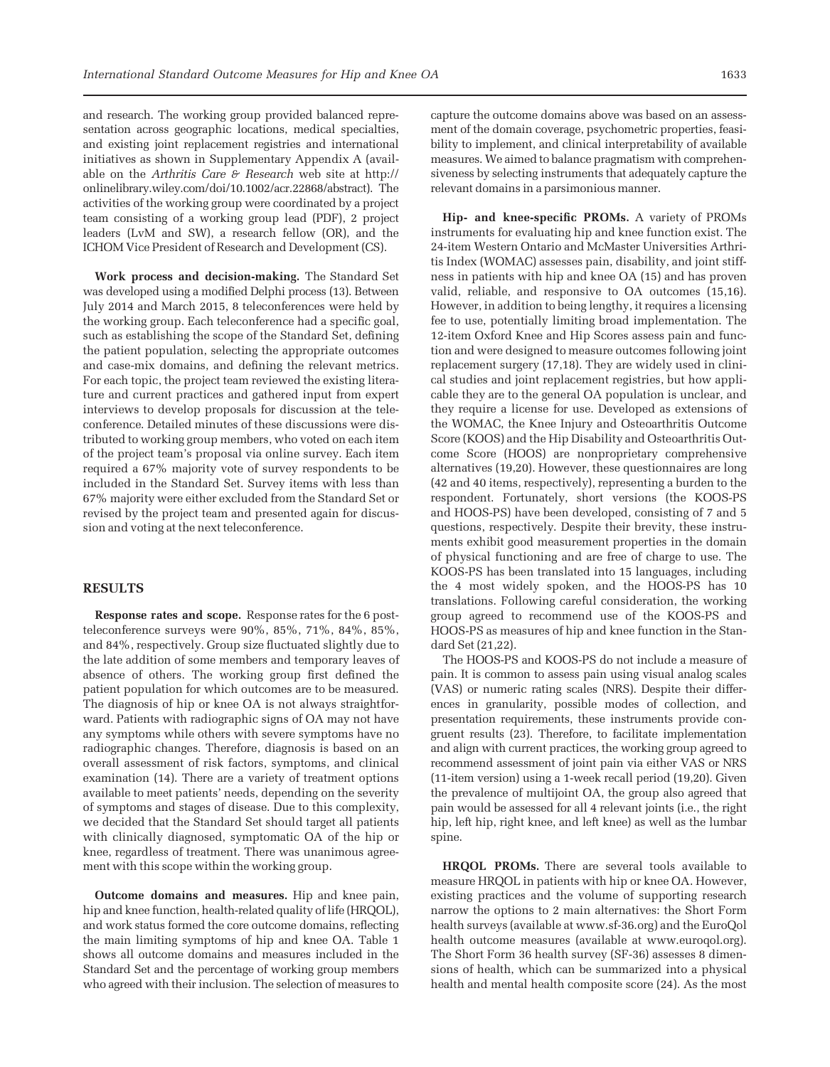and research. The working group provided balanced representation across geographic locations, medical specialties, and existing joint replacement registries and international initiatives as shown in Supplementary Appendix A (available on the *Arthritis Care & Research* web site at http://onlinelibrary.wiley.com/doi/10.1002/acr.22868/abstract). The activities of the working group were coordinated by a project team consisting of a working group lead (PDF), 2 project leaders (LvM and SW), a research fellow (OR), and the ICHOM Vice President of Research and Development (CS).

**Work process and decision-making.** The Standard Set was developed using a modified Delphi process (13). Between July 2014 and March 2015, 8 teleconferences were held by the working group. Each teleconference had a specific goal, such as establishing the scope of the Standard Set, defining the patient population, selecting the appropriate outcomes and case-mix domains, and defining the relevant metrics. For each topic, the project team reviewed the existing literature and current practices and gathered input from expert interviews to develop proposals for discussion at the teleconference. Detailed minutes of these discussions were distributed to working group members, who voted on each item of the project team's proposal via online survey. Each item required a 67% majority vote of survey respondents to be included in the Standard Set. Survey items with less than 67% majority were either excluded from the Standard Set or revised by the project team and presented again for discussion and voting at the next teleconference.

## RESULTS

**Response rates and scope.** Response rates for the 6 post-teleconference surveys were 90%, 85%, 71%, 84%, 85%, and 84%, respectively. Group size fluctuated slightly due to the late addition of some members and temporary leaves of absence of others. The working group first defined the patient population for which outcomes are to be measured. The diagnosis of hip or knee OA is not always straightforward. Patients with radiographic signs of OA may not have any symptoms while others with severe symptoms have no radiographic changes. Therefore, diagnosis is based on an overall assessment of risk factors, symptoms, and clinical examination (14). There are a variety of treatment options available to meet patients' needs, depending on the severity of symptoms and stages of disease. Due to this complexity, we decided that the Standard Set should target all patients with clinically diagnosed, symptomatic OA of the hip or knee, regardless of treatment. There was unanimous agreement with this scope within the working group.

**Outcome domains and measures.** Hip and knee pain, hip and knee function, health-related quality of life (HRQOL), and work status formed the core outcome domains, reflecting the main limiting symptoms of hip and knee OA. Table 1 shows all outcome domains and measures included in the Standard Set and the percentage of working group members who agreed with their inclusion. The selection of measures to capture the outcome domains above was based on an assessment of the domain coverage, psychometric properties, feasibility to implement, and clinical interpretability of available measures. We aimed to balance pragmatism with comprehensiveness by selecting instruments that adequately capture the relevant domains in a parsimonious manner.

**Hip- and knee-specific PROMs.** A variety of PROMs instruments for evaluating hip and knee function exist. The 24-item Western Ontario and McMaster Universities Arthritis Index (WOMAC) assesses pain, disability, and joint stiffness in patients with hip and knee OA (15) and has proven valid, reliable, and responsive to OA outcomes (15,16). However, in addition to being lengthy, it requires a licensing fee to use, potentially limiting broad implementation. The 12-item Oxford Knee and Hip Scores assess pain and function and were designed to measure outcomes following joint replacement surgery (17,18). They are widely used in clinical studies and joint replacement registries, but how applicable they are to the general OA population is unclear, and they require a license for use. Developed as extensions of the WOMAC, the Knee Injury and Osteoarthritis Outcome Score (KOOS) and the Hip Disability and Osteoarthritis Outcome Score (HOOS) are nonproprietary comprehensive alternatives (19,20). However, these questionnaires are long (42 and 40 items, respectively), representing a burden to the respondent. Fortunately, short versions (the KOOS-PS and HOOS-PS) have been developed, consisting of 7 and 5 questions, respectively. Despite their brevity, these instruments exhibit good measurement properties in the domain of physical functioning and are free of charge to use. The KOOS-PS has been translated into 15 languages, including the 4 most widely spoken, and the HOOS-PS has 10 translations. Following careful consideration, the working group agreed to recommend use of the KOOS-PS and HOOS-PS as measures of hip and knee function in the Standard Set (21,22).

The HOOS-PS and KOOS-PS do not include a measure of pain. It is common to assess pain using visual analog scales (VAS) or numeric rating scales (NRS). Despite their differences in granularity, possible modes of collection, and presentation requirements, these instruments provide congruent results (23). Therefore, to facilitate implementation and align with current practices, the working group agreed to recommend assessment of joint pain via either VAS or NRS (11-item version) using a 1-week recall period (19,20). Given the prevalence of multijoint OA, the group also agreed that pain would be assessed for all 4 relevant joints (i.e., the right hip, left hip, right knee, and left knee) as well as the lumbar spine.

**HRQOL PROMs.** There are several tools available to measure HRQOL in patients with hip or knee OA. However, existing practices and the volume of supporting research narrow the options to 2 main alternatives: the Short Form health surveys (available at www.sf-36.org) and the EuroQol health outcome measures (available at www.euroqol.org). The Short Form 36 health survey (SF-36) assesses 8 dimensions of health, which can be summarized into a physical health and mental health composite score (24). As the most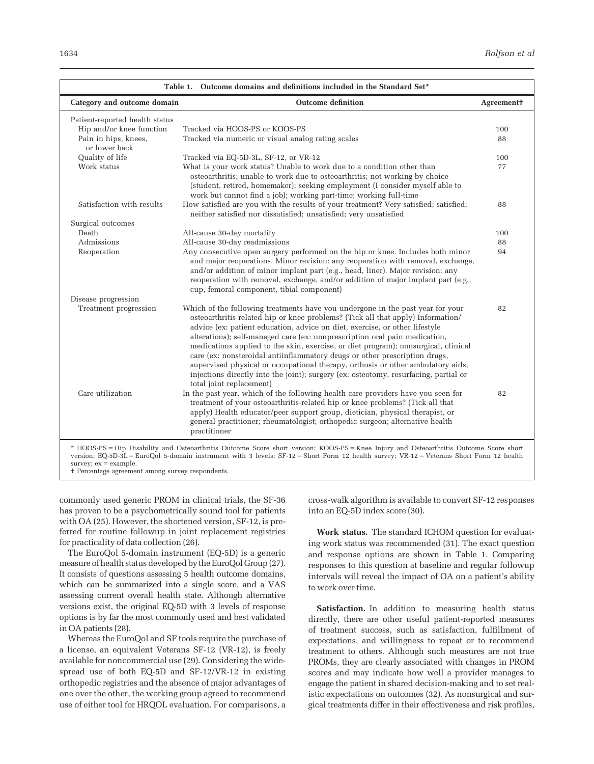**Table 1. Outcome domains and definitions included in the Standard Set***

| Category and outcome domain | Outcome definition | Agreement† |
|---|---|---|
| Patient-reported health status | | |
| Hip and/or knee function | Tracked via HOOS-PS or KOOS-PS | 100 |
| Pain in hips, knees, or lower back | Tracked via numeric or visual analog rating scales | 88 |
| Quality of life | Tracked via EQ-5D-3L, SF-12, or VR-12 | 100 |
| Work status | What is your work status? Unable to work due to a condition other than osteoarthritis; unable to work due to osteoarthritis; not working by choice (student, retired, homemaker); seeking employment (I consider myself able to work but cannot find a job); working part-time; working full-time | 77 |
| Satisfaction with results | How satisfied are you with the results of your treatment? Very satisfied; satisfied; neither satisfied nor dissatisfied; unsatisfied; very unsatisfied | 88 |
| Surgical outcomes | | |
| Death | All-cause 30-day mortality | 100 |
| Admissions | All-cause 30-day readmissions | 88 |
| Reoperation | Any consecutive open surgery performed on the hip or knee. Includes both minor and major reoperations. Minor revision: any reoperation with removal, exchange, and/or addition of minor implant part (e.g., head, liner). Major revision: any reoperation with removal, exchange, and/or addition of major implant part (e.g., cup, femoral component, tibial component) | 94 |
| Disease progression | | |
| Treatment progression | Which of the following treatments have you undergone in the past year for your osteoarthritis related hip or knee problems? (Tick all that apply) Information/advice (ex: patient education, advice on diet, exercise, or other lifestyle alterations); self-managed care (ex: nonprescription oral pain medication, medications applied to the skin, exercise, or diet program); nonsurgical, clinical care (ex: nonsteroidal antiinflammatory drugs or other prescription drugs, supervised physical or occupational therapy, orthosis or other ambulatory aids, injections directly into the joint); surgery (ex: osteotomy, resurfacing, partial or total joint replacement) | 82 |
| Care utilization | In the past year, which of the following health care providers have you seen for treatment of your osteoarthritis-related hip or knee problems? (Tick all that apply) Health educator/peer support group, dietician, physical therapist, or general practitioner; rheumatologist; orthopedic surgeon; alternative health practitioner | 82 |

* HOOS-PS = Hip Disability and Osteoarthritis Outcome Score short version; KOOS-PS = Knee Injury and Osteoarthritis Outcome Score short version; EQ-5D-3L = EuroQol 5-domain instrument with 3 levels; SF-12 = Short Form 12 health survey; VR-12 = Veterans Short Form 12 health survey; ex = example.
† Percentage agreement among survey respondents.

commonly used generic PROM in clinical trials, the SF-36 has proven to be a psychometrically sound tool for patients with OA (25). However, the shortened version, SF-12, is preferred for routine followup in joint replacement registries for practicality of data collection (26).

The EuroQol 5-domain instrument (EQ-5D) is a generic measure of health status developed by the EuroQol Group (27). It consists of questions assessing 5 health outcome domains, which can be summarized into a single score, and a VAS assessing current overall health state. Although alternative versions exist, the original EQ-5D with 3 levels of response options is by far the most commonly used and best validated in OA patients (28).

Whereas the EuroQol and SF tools require the purchase of a license, an equivalent Veterans SF-12 (VR-12), is freely available for noncommercial use (29). Considering the widespread use of both EQ-5D and SF-12/VR-12 in existing orthopedic registries and the absence of major advantages of one over the other, the working group agreed to recommend use of either tool for HRQOL evaluation. For comparisons, a cross-walk algorithm is available to convert SF-12 responses into an EQ-5D index score (30).

**Work status.** The standard ICHOM question for evaluating work status was recommended (31). The exact question and response options are shown in Table 1. Comparing responses to this question at baseline and regular followup intervals will reveal the impact of OA on a patient's ability to work over time.

**Satisfaction.** In addition to measuring health status directly, there are other useful patient-reported measures of treatment success, such as satisfaction, fulfillment of expectations, and willingness to repeat or to recommend treatment to others. Although such measures are not true PROMs, they are clearly associated with changes in PROM scores and may indicate how well a provider manages to engage the patient in shared decision-making and to set realistic expectations on outcomes (32). As nonsurgical and surgical treatments differ in their effectiveness and risk profiles,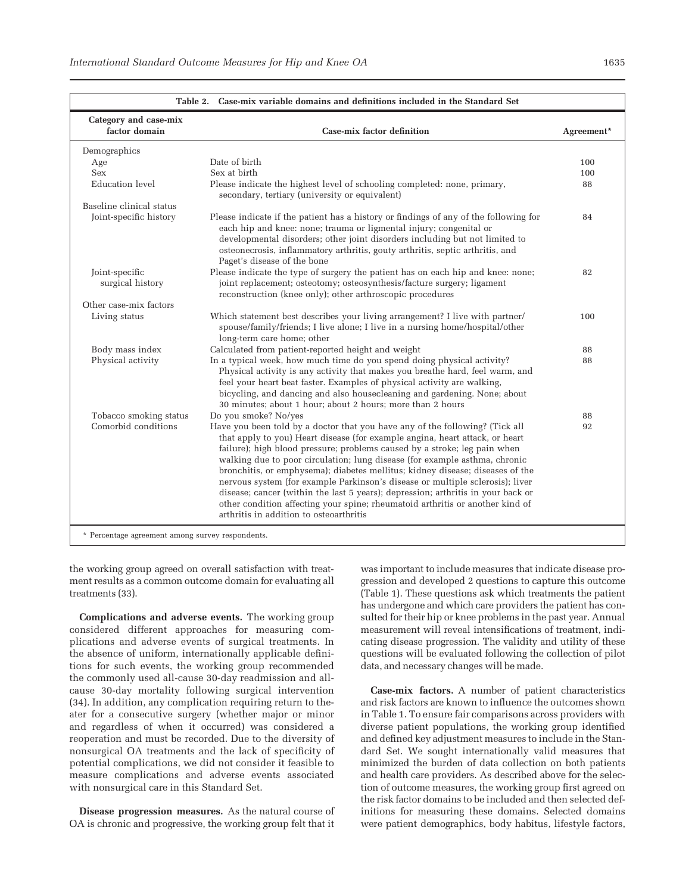**Table 2. Case-mix variable domains and definitions included in the Standard Set**

| Category and case-mix factor domain | Case-mix factor definition | Agreement* |
|---|---|---|
| Demographics | | |
| Age | Date of birth | 100 |
| Sex | Sex at birth | 100 |
| Education level | Please indicate the highest level of schooling completed: none, primary, secondary, tertiary (university or equivalent) | 88 |
| Baseline clinical status | | |
| Joint-specific history | Please indicate if the patient has a history or findings of any of the following for each hip and knee: none; trauma or ligmental injury; congenital or developmental disorders; other joint disorders including but not limited to osteonecrosis, inflammatory arthritis, gouty arthritis, septic arthritis, and Paget's disease of the bone | 84 |
| Joint-specific surgical history | Please indicate the type of surgery the patient has on each hip and knee: none; joint replacement; osteotomy; osteosynthesis/facture surgery; ligament reconstruction (knee only); other arthroscopic procedures | 82 |
| Other case-mix factors | | |
| Living status | Which statement best describes your living arrangement? I live with partner/spouse/family/friends; I live alone; I live in a nursing home/hospital/other long-term care home; other | 100 |
| Body mass index | Calculated from patient-reported height and weight | 88 |
| Physical activity | In a typical week, how much time do you spend doing physical activity? Physical activity is any activity that makes you breathe hard, feel warm, and feel your heart beat faster. Examples of physical activity are walking, bicycling, and dancing and also housecleaning and gardening. None; about 30 minutes; about 1 hour; about 2 hours; more than 2 hours | 88 |
| Tobacco smoking status | Do you smoke? No/yes | 88 |
| Comorbid conditions | Have you been told by a doctor that you have any of the following? (Tick all that apply to you) Heart disease (for example angina, heart attack, or heart failure); high blood pressure; problems caused by a stroke; leg pain when walking due to poor circulation; lung disease (for example asthma, chronic bronchitis, or emphysema); diabetes mellitus; kidney disease; diseases of the nervous system (for example Parkinson's disease or multiple sclerosis); liver disease; cancer (within the last 5 years); depression; arthritis in your back or other condition affecting your spine; rheumatoid arthritis or another kind of arthritis in addition to osteoarthritis | 92 |

\* Percentage agreement among survey respondents.

the working group agreed on overall satisfaction with treatment results as a common outcome domain for evaluating all treatments (33).

**Complications and adverse events.** The working group considered different approaches for measuring complications and adverse events of surgical treatments. In the absence of uniform, internationally applicable definitions for such events, the working group recommended the commonly used all-cause 30-day readmission and all-cause 30-day mortality following surgical intervention (34). In addition, any complication requiring return to theater for a consecutive surgery (whether major or minor and regardless of when it occurred) was considered a reoperation and must be recorded. Due to the diversity of nonsurgical OA treatments and the lack of specificity of potential complications, we did not consider it feasible to measure complications and adverse events associated with nonsurgical care in this Standard Set.

**Disease progression measures.** As the natural course of OA is chronic and progressive, the working group felt that it was important to include measures that indicate disease progression and developed 2 questions to capture this outcome (Table 1). These questions ask which treatments the patient has undergone and which care providers the patient has consulted for their hip or knee problems in the past year. Annual measurement will reveal intensifications of treatment, indicating disease progression. The validity and utility of these questions will be evaluated following the collection of pilot data, and necessary changes will be made.

**Case-mix factors.** A number of patient characteristics and risk factors are known to influence the outcomes shown in Table 1. To ensure fair comparisons across providers with diverse patient populations, the working group identified and defined key adjustment measures to include in the Standard Set. We sought internationally valid measures that minimized the burden of data collection on both patients and health care providers. As described above for the selection of outcome measures, the working group first agreed on the risk factor domains to be included and then selected definitions for measuring these domains. Selected domains were patient demographics, body habitus, lifestyle factors,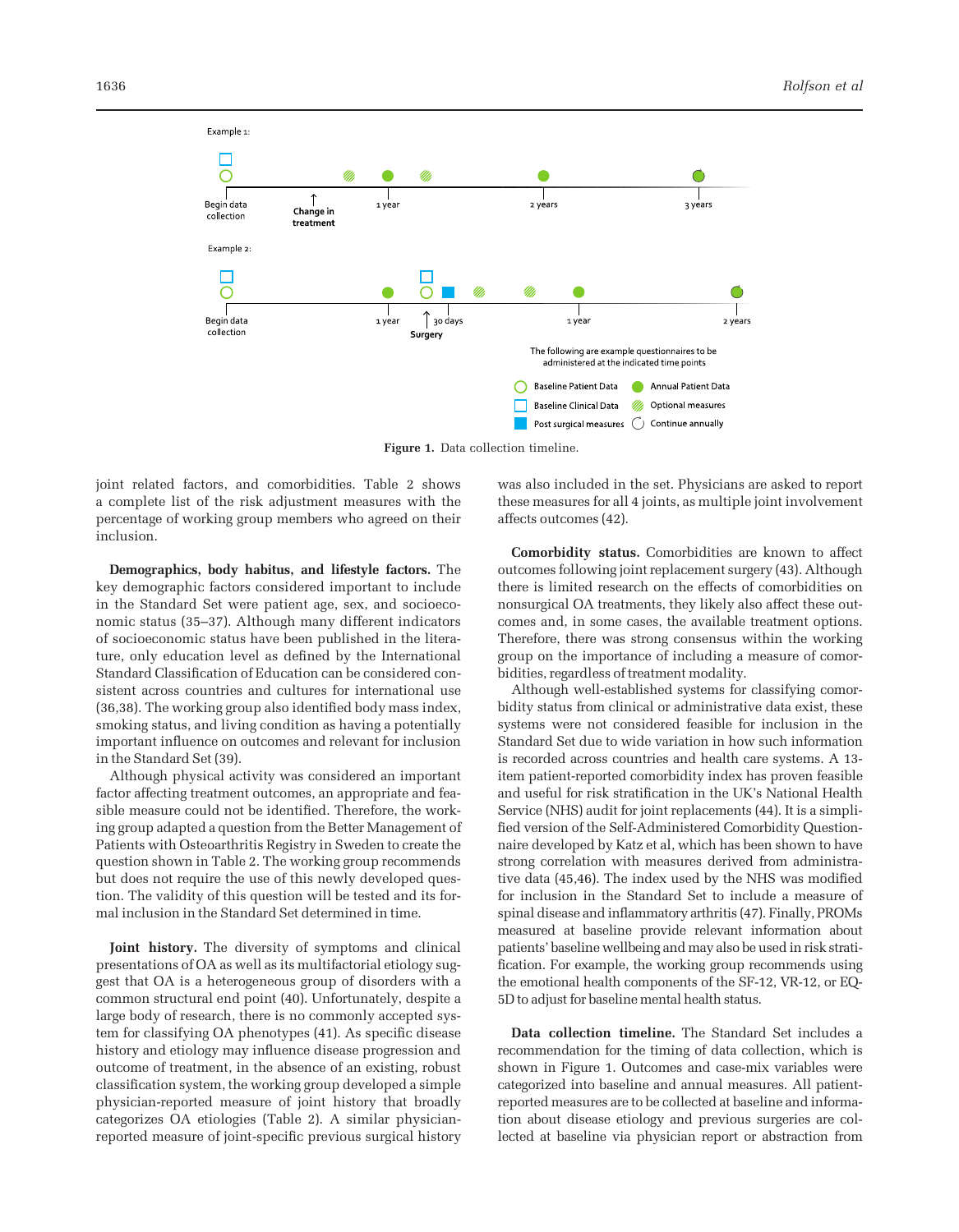Figure 1. Data collection timeline.

joint related factors, and comorbidities. Table 2 shows a complete list of the risk adjustment measures with the percentage of working group members who agreed on their inclusion.

**Demographics, body habitus, and lifestyle factors.** The key demographic factors considered important to include in the Standard Set were patient age, sex, and socioeconomic status (35–37). Although many different indicators of socioeconomic status have been published in the literature, only education level as defined by the International Standard Classification of Education can be considered consistent across countries and cultures for international use (36,38). The working group also identified body mass index, smoking status, and living condition as having a potentially important influence on outcomes and relevant for inclusion in the Standard Set (39).

Although physical activity was considered an important factor affecting treatment outcomes, an appropriate and feasible measure could not be identified. Therefore, the working group adapted a question from the Better Management of Patients with Osteoarthritis Registry in Sweden to create the question shown in Table 2. The working group recommends but does not require the use of this newly developed question. The validity of this question will be tested and its formal inclusion in the Standard Set determined in time.

**Joint history.** The diversity of symptoms and clinical presentations of OA as well as its multifactorial etiology suggest that OA is a heterogeneous group of disorders with a common structural end point (40). Unfortunately, despite a large body of research, there is no commonly accepted system for classifying OA phenotypes (41). As specific disease history and etiology may influence disease progression and outcome of treatment, in the absence of an existing, robust classification system, the working group developed a simple physician-reported measure of joint history that broadly categorizes OA etiologies (Table 2). A similar physician-reported measure of joint-specific previous surgical history was also included in the set. Physicians are asked to report these measures for all 4 joints, as multiple joint involvement affects outcomes (42).

**Comorbidity status.** Comorbidities are known to affect outcomes following joint replacement surgery (43). Although there is limited research on the effects of comorbidities on nonsurgical OA treatments, they likely also affect these outcomes and, in some cases, the available treatment options. Therefore, there was strong consensus within the working group on the importance of including a measure of comorbidities, regardless of treatment modality.

Although well-established systems for classifying comorbidity status from clinical or administrative data exist, these systems were not considered feasible for inclusion in the Standard Set due to wide variation in how such information is recorded across countries and health care systems. A 13-item patient-reported comorbidity index has proven feasible and useful for risk stratification in the UK's National Health Service (NHS) audit for joint replacements (44). It is a simplified version of the Self-Administered Comorbidity Questionnaire developed by Katz et al, which has been shown to have strong correlation with measures derived from administrative data (45,46). The index used by the NHS was modified for inclusion in the Standard Set to include a measure of spinal disease and inflammatory arthritis (47). Finally, PROMs measured at baseline provide relevant information about patients' baseline wellbeing and may also be used in risk stratification. For example, the working group recommends using the emotional health components of the SF-12, VR-12, or EQ-5D to adjust for baseline mental health status.

**Data collection timeline.** The Standard Set includes a recommendation for the timing of data collection, which is shown in Figure 1. Outcomes and case-mix variables were categorized into baseline and annual measures. All patient-reported measures are to be collected at baseline and information about disease etiology and previous surgeries are collected at baseline via physician report or abstraction from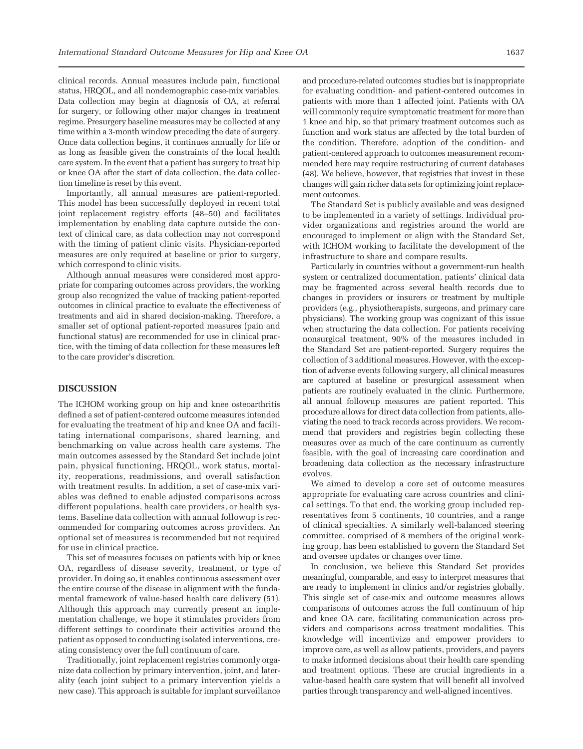clinical records. Annual measures include pain, functional status, HRQOL, and all nondemographic case-mix variables. Data collection may begin at diagnosis of OA, at referral for surgery, or following other major changes in treatment regime. Presurgery baseline measures may be collected at any time within a 3-month window preceding the date of surgery. Once data collection begins, it continues annually for life or as long as feasible given the constraints of the local health care system. In the event that a patient has surgery to treat hip or knee OA after the start of data collection, the data collection timeline is reset by this event.

Importantly, all annual measures are patient-reported. This model has been successfully deployed in recent total joint replacement registry efforts (48–50) and facilitates implementation by enabling data capture outside the context of clinical care, as data collection may not correspond with the timing of patient clinic visits. Physician-reported measures are only required at baseline or prior to surgery, which correspond to clinic visits.

Although annual measures were considered most appropriate for comparing outcomes across providers, the working group also recognized the value of tracking patient-reported outcomes in clinical practice to evaluate the effectiveness of treatments and aid in shared decision-making. Therefore, a smaller set of optional patient-reported measures (pain and functional status) are recommended for use in clinical practice, with the timing of data collection for these measures left to the care provider's discretion.

## DISCUSSION

The ICHOM working group on hip and knee osteoarthritis defined a set of patient-centered outcome measures intended for evaluating the treatment of hip and knee OA and facilitating international comparisons, shared learning, and benchmarking on value across health care systems. The main outcomes assessed by the Standard Set include joint pain, physical functioning, HRQOL, work status, mortality, reoperations, readmissions, and overall satisfaction with treatment results. In addition, a set of case-mix variables was defined to enable adjusted comparisons across different populations, health care providers, or health systems. Baseline data collection with annual followup is recommended for comparing outcomes across providers. An optional set of measures is recommended but not required for use in clinical practice.

This set of measures focuses on patients with hip or knee OA, regardless of disease severity, treatment, or type of provider. In doing so, it enables continuous assessment over the entire course of the disease in alignment with the fundamental framework of value-based health care delivery (51). Although this approach may currently present an implementation challenge, we hope it stimulates providers from different settings to coordinate their activities around the patient as opposed to conducting isolated interventions, creating consistency over the full continuum of care.

Traditionally, joint replacement registries commonly organize data collection by primary intervention, joint, and laterality (each joint subject to a primary intervention yields a new case). This approach is suitable for implant surveillance and procedure-related outcomes studies but is inappropriate for evaluating condition- and patient-centered outcomes in patients with more than 1 affected joint. Patients with OA will commonly require symptomatic treatment for more than 1 knee and hip, so that primary treatment outcomes such as function and work status are affected by the total burden of the condition. Therefore, adoption of the condition- and patient-centered approach to outcomes measurement recommended here may require restructuring of current databases (48). We believe, however, that registries that invest in these changes will gain richer data sets for optimizing joint replacement outcomes.

The Standard Set is publicly available and was designed to be implemented in a variety of settings. Individual provider organizations and registries around the world are encouraged to implement or align with the Standard Set, with ICHOM working to facilitate the development of the infrastructure to share and compare results.

Particularly in countries without a government-run health system or centralized documentation, patients' clinical data may be fragmented across several health records due to changes in providers or insurers or treatment by multiple providers (e.g., physiotherapists, surgeons, and primary care physicians). The working group was cognizant of this issue when structuring the data collection. For patients receiving nonsurgical treatment, 90% of the measures included in the Standard Set are patient-reported. Surgery requires the collection of 3 additional measures. However, with the exception of adverse events following surgery, all clinical measures are captured at baseline or presurgical assessment when patients are routinely evaluated in the clinic. Furthermore, all annual followup measures are patient reported. This procedure allows for direct data collection from patients, alleviating the need to track records across providers. We recommend that providers and registries begin collecting these measures over as much of the care continuum as currently feasible, with the goal of increasing care coordination and broadening data collection as the necessary infrastructure evolves.

We aimed to develop a core set of outcome measures appropriate for evaluating care across countries and clinical settings. To that end, the working group included representatives from 5 continents, 10 countries, and a range of clinical specialties. A similarly well-balanced steering committee, comprised of 8 members of the original working group, has been established to govern the Standard Set and oversee updates or changes over time.

In conclusion, we believe this Standard Set provides meaningful, comparable, and easy to interpret measures that are ready to implement in clinics and/or registries globally. This single set of case-mix and outcome measures allows comparisons of outcomes across the full continuum of hip and knee OA care, facilitating communication across providers and comparisons across treatment modalities. This knowledge will incentivize and empower providers to improve care, as well as allow patients, providers, and payers to make informed decisions about their health care spending and treatment options. These are crucial ingredients in a value-based health care system that will benefit all involved parties through transparency and well-aligned incentives.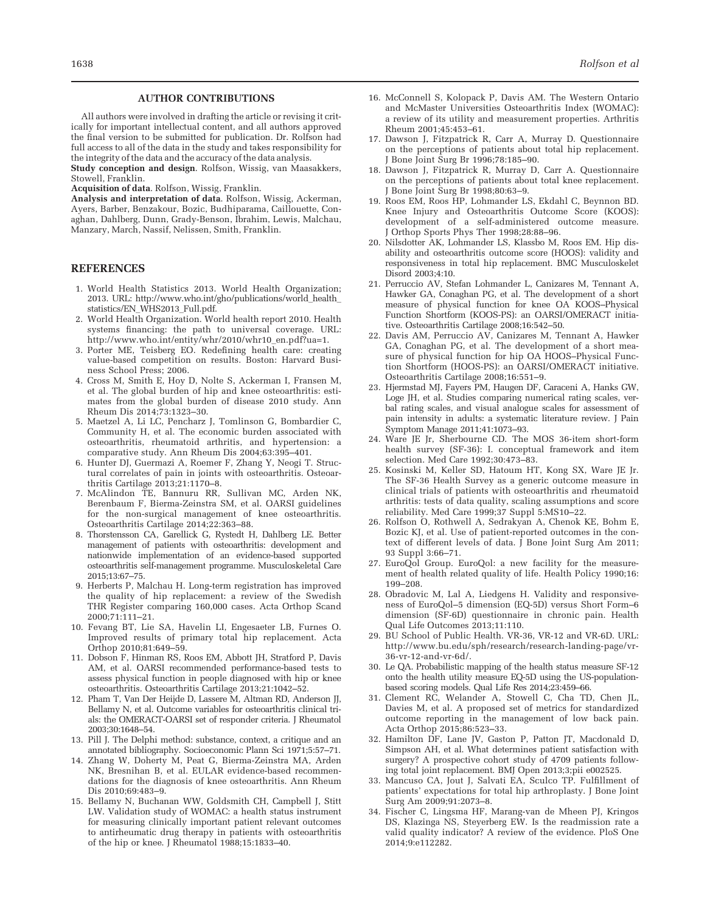## AUTHOR CONTRIBUTIONS

All authors were involved in drafting the article or revising it critically for important intellectual content, and all authors approved the final version to be submitted for publication. Dr. Rolfson had full access to all of the data in the study and takes responsibility for the integrity of the data and the accuracy of the data analysis.

**Study conception and design**. Rolfson, Wissig, van Maasakkers, Stowell, Franklin.

**Acquisition of data**. Rolfson, Wissig, Franklin.

**Analysis and interpretation of data**. Rolfson, Wissig, Ackerman, Ayers, Barber, Benzakour, Bozic, Budhiparama, Caillouette, Conaghan, Dahlberg, Dunn, Grady-Benson, Ibrahim, Lewis, Malchau, Manzary, March, Nassif, Nelissen, Smith, Franklin.

## REFERENCES

1. World Health Statistics 2013. World Health Organization; 2013. URL: http://www.who.int/gho/publications/world_health_statistics/EN_WHS2013_Full.pdf.
2. World Health Organization. World health report 2010. Health systems financing: the path to universal coverage. URL: http://www.who.int/entity/whr/2010/whr10_en.pdf?ua=1.
3. Porter ME, Teisberg EO. Redefining health care: creating value-based competition on results. Boston: Harvard Business School Press; 2006.
4. Cross M, Smith E, Hoy D, Nolte S, Ackerman I, Fransen M, et al. The global burden of hip and knee osteoarthritis: estimates from the global burden of disease 2010 study. Ann Rheum Dis 2014;73:1323–30.
5. Maetzel A, Li LC, Pencharz J, Tomlinson G, Bombardier C, Community H, et al. The economic burden associated with osteoarthritis, rheumatoid arthritis, and hypertension: a comparative study. Ann Rheum Dis 2004;63:395–401.
6. Hunter DJ, Guermazi A, Roemer F, Zhang Y, Neogi T. Structural correlates of pain in joints with osteoarthritis. Osteoarthritis Cartilage 2013;21:1170–8.
7. McAlindon TE, Bannuru RR, Sullivan MC, Arden NK, Berenbaum F, Bierma-Zeinstra SM, et al. OARSI guidelines for the non-surgical management of knee osteoarthritis. Osteoarthritis Cartilage 2014;22:363–88.
8. Thorstensson CA, Garellick G, Rystedt H, Dahlberg LE. Better management of patients with osteoarthritis: development and nationwide implementation of an evidence-based supported osteoarthritis self-management programme. Musculoskeletal Care 2015;13:67–75.
9. Herberts P, Malchau H. Long-term registration has improved the quality of hip replacement: a review of the Swedish THR Register comparing 160,000 cases. Acta Orthop Scand 2000;71:111–21.
10. Fevang BT, Lie SA, Havelin LI, Engesaeter LB, Furnes O. Improved results of primary total hip replacement. Acta Orthop 2010;81:649–59.
11. Dobson F, Hinman RS, Roos EM, Abbott JH, Stratford P, Davis AM, et al. OARSI recommended performance-based tests to assess physical function in people diagnosed with hip or knee osteoarthritis. Osteoarthritis Cartilage 2013;21:1042–52.
12. Pham T, Van Der Heijde D, Lassere M, Altman RD, Anderson JJ, Bellamy N, et al. Outcome variables for osteoarthritis clinical trials: the OMERACT-OARSI set of responder criteria. J Rheumatol 2003;30:1648–54.
13. Pill J. The Delphi method: substance, context, a critique and an annotated bibliography. Socioeconomic Plann Sci 1971;5:57–71.
14. Zhang W, Doherty M, Peat G, Bierma-Zeinstra MA, Arden NK, Bresnihan B, et al. EULAR evidence-based recommendations for the diagnosis of knee osteoarthritis. Ann Rheum Dis 2010;69:483–9.
15. Bellamy N, Buchanan WW, Goldsmith CH, Campbell J, Stitt LW. Validation study of WOMAC: a health status instrument for measuring clinically important patient relevant outcomes to antirheumatic drug therapy in patients with osteoarthritis of the hip or knee. J Rheumatol 1988;15:1833–40.
16. McConnell S, Kolopack P, Davis AM. The Western Ontario and McMaster Universities Osteoarthritis Index (WOMAC): a review of its utility and measurement properties. Arthritis Rheum 2001;45:453–61.
17. Dawson J, Fitzpatrick R, Carr A, Murray D. Questionnaire on the perceptions of patients about total hip replacement. J Bone Joint Surg Br 1996;78:185–90.
18. Dawson J, Fitzpatrick R, Murray D, Carr A. Questionnaire on the perceptions of patients about total knee replacement. J Bone Joint Surg Br 1998;80:63–9.
19. Roos EM, Roos HP, Lohmander LS, Ekdahl C, Beynnon BD. Knee Injury and Osteoarthritis Outcome Score (KOOS): development of a self-administered outcome measure. J Orthop Sports Phys Ther 1998;28:88–96.
20. Nilsdotter AK, Lohmander LS, Klassbo M, Roos EM. Hip disability and osteoarthritis outcome score (HOOS): validity and responsiveness in total hip replacement. BMC Musculoskelet Disord 2003;4:10.
21. Perruccio AV, Stefan Lohmander L, Canizares M, Tennant A, Hawker GA, Conaghan PG, et al. The development of a short measure of physical function for knee OA KOOS–Physical Function Shortform (KOOS-PS): an OARSI/OMERACT initiative. Osteoarthritis Cartilage 2008;16:542–50.
22. Davis AM, Perruccio AV, Canizares M, Tennant A, Hawker GA, Conaghan PG, et al. The development of a short measure of physical function for hip OA HOOS–Physical Function Shortform (HOOS-PS): an OARSI/OMERACT initiative. Osteoarthritis Cartilage 2008;16:551–9.
23. Hjermstad MJ, Fayers PM, Haugen DF, Caraceni A, Hanks GW, Loge JH, et al. Studies comparing numerical rating scales, verbal rating scales, and visual analogue scales for assessment of pain intensity in adults: a systematic literature review. J Pain Symptom Manage 2011;41:1073–93.
24. Ware JE Jr, Sherbourne CD. The MOS 36-item short-form health survey (SF-36): I. conceptual framework and item selection. Med Care 1992;30:473–83.
25. Kosinski M, Keller SD, Hatoum HT, Kong SX, Ware JE Jr. The SF-36 Health Survey as a generic outcome measure in clinical trials of patients with osteoarthritis and rheumatoid arthritis: tests of data quality, scaling assumptions and score reliability. Med Care 1999;37 Suppl 5:MS10–22.
26. Rolfson O, Rothwell A, Sedrakyan A, Chenok KE, Bohm E, Bozic KJ, et al. Use of patient-reported outcomes in the context of different levels of data. J Bone Joint Surg Am 2011; 93 Suppl 3:66–71.
27. EuroQol Group. EuroQol: a new facility for the measurement of health related quality of life. Health Policy 1990;16: 199–208.
28. Obradovic M, Lal A, Liedgens H. Validity and responsiveness of EuroQol–5 dimension (EQ-5D) versus Short Form–6 dimension (SF-6D) questionnaire in chronic pain. Health Qual Life Outcomes 2013;11:110.
29. BU School of Public Health. VR-36, VR-12 and VR-6D. URL: http://www.bu.edu/sph/research/research-landing-page/vr-36-vr-12-and-vr-6d/.
30. Le QA. Probabilistic mapping of the health status measure SF-12 onto the health utility measure EQ-5D using the US-population-based scoring models. Qual Life Res 2014;23:459–66.
31. Clement RC, Welander A, Stowell C, Cha TD, Chen JL, Davies M, et al. A proposed set of metrics for standardized outcome reporting in the management of low back pain. Acta Orthop 2015;86:523–33.
32. Hamilton DF, Lane JV, Gaston P, Patton JT, Macdonald D, Simpson AH, et al. What determines patient satisfaction with surgery? A prospective cohort study of 4709 patients following total joint replacement. BMJ Open 2013;3;pii e002525.
33. Mancuso CA, Jout J, Salvati EA, Sculco TP. Fulfillment of patients' expectations for total hip arthroplasty. J Bone Joint Surg Am 2009;91:2073–8.
34. Fischer C, Lingsma HF, Marang-van de Mheen PJ, Kringos DS, Klazinga NS, Steyerberg EW. Is the readmission rate a valid quality indicator? A review of the evidence. PloS One 2014;9:e112282.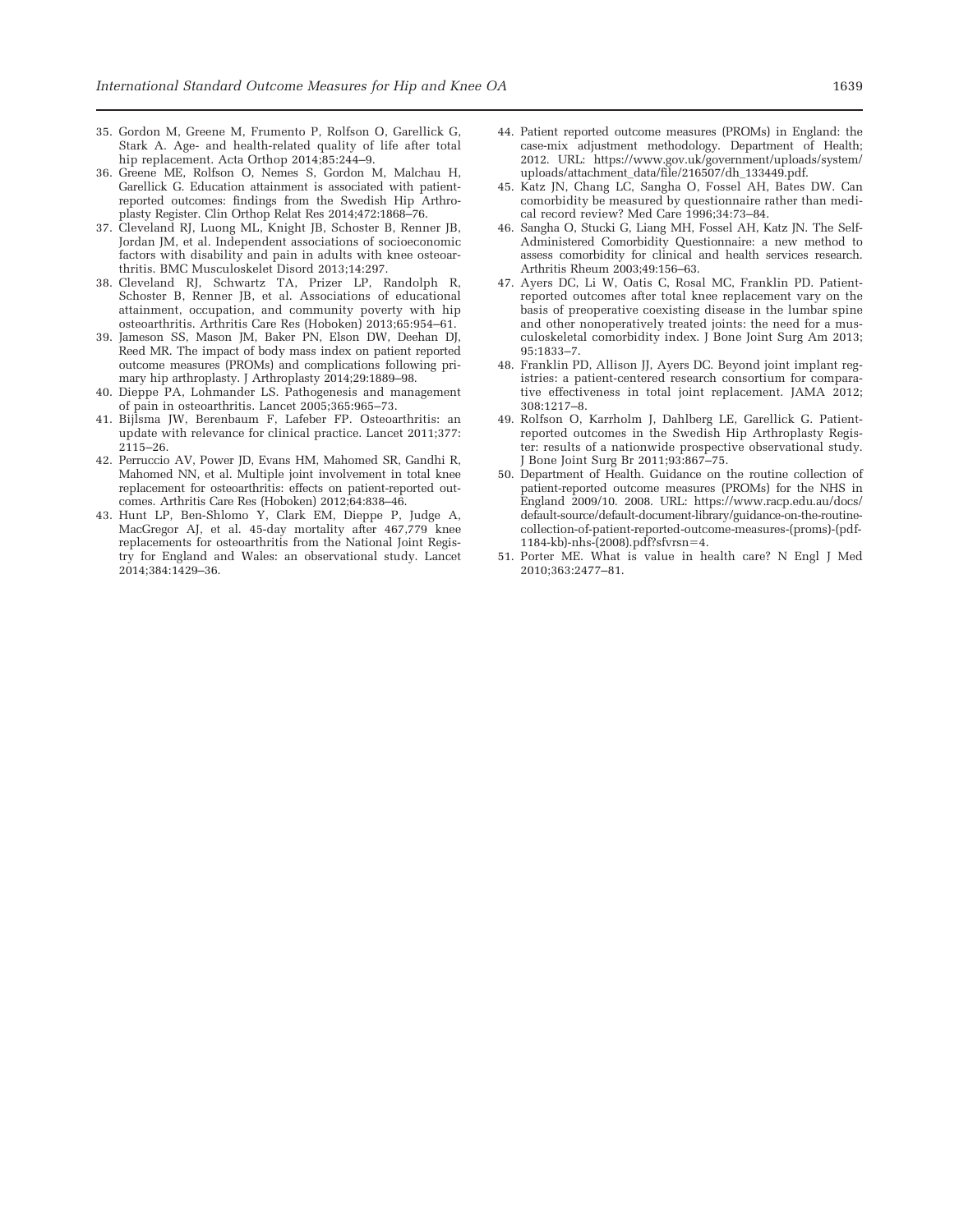35. Gordon M, Greene M, Frumento P, Rolfson O, Garellick G, Stark A. Age- and health-related quality of life after total hip replacement. Acta Orthop 2014;85:244–9.
36. Greene ME, Rolfson O, Nemes S, Gordon M, Malchau H, Garellick G. Education attainment is associated with patient-reported outcomes: findings from the Swedish Hip Arthroplasty Register. Clin Orthop Relat Res 2014;472:1868–76.
37. Cleveland RJ, Luong ML, Knight JB, Schoster B, Renner JB, Jordan JM, et al. Independent associations of socioeconomic factors with disability and pain in adults with knee osteoarthritis. BMC Musculoskelet Disord 2013;14:297.
38. Cleveland RJ, Schwartz TA, Prizer LP, Randolph R, Schoster B, Renner JB, et al. Associations of educational attainment, occupation, and community poverty with hip osteoarthritis. Arthritis Care Res (Hoboken) 2013;65:954–61.
39. Jameson SS, Mason JM, Baker PN, Elson DW, Deehan DJ, Reed MR. The impact of body mass index on patient reported outcome measures (PROMs) and complications following primary hip arthroplasty. J Arthroplasty 2014;29:1889–98.
40. Dieppe PA, Lohmander LS. Pathogenesis and management of pain in osteoarthritis. Lancet 2005;365:965–73.
41. Bijlsma JW, Berenbaum F, Lafeber FP. Osteoarthritis: an update with relevance for clinical practice. Lancet 2011;377: 2115–26.
42. Perruccio AV, Power JD, Evans HM, Mahomed SR, Gandhi R, Mahomed NN, et al. Multiple joint involvement in total knee replacement for osteoarthritis: effects on patient-reported outcomes. Arthritis Care Res (Hoboken) 2012;64:838–46.
43. Hunt LP, Ben-Shlomo Y, Clark EM, Dieppe P, Judge A, MacGregor AJ, et al. 45-day mortality after 467,779 knee replacements for osteoarthritis from the National Joint Registry for England and Wales: an observational study. Lancet 2014;384:1429–36.
44. Patient reported outcome measures (PROMs) in England: the case-mix adjustment methodology. Department of Health; 2012. URL: https://www.gov.uk/government/uploads/system/uploads/attachment_data/file/216507/dh_133449.pdf.
45. Katz JN, Chang LC, Sangha O, Fossel AH, Bates DW. Can comorbidity be measured by questionnaire rather than medical record review? Med Care 1996;34:73–84.
46. Sangha O, Stucki G, Liang MH, Fossel AH, Katz JN. The Self-Administered Comorbidity Questionnaire: a new method to assess comorbidity for clinical and health services research. Arthritis Rheum 2003;49:156–63.
47. Ayers DC, Li W, Oatis C, Rosal MC, Franklin PD. Patient-reported outcomes after total knee replacement vary on the basis of preoperative coexisting disease in the lumbar spine and other nonoperatively treated joints: the need for a musculoskeletal comorbidity index. J Bone Joint Surg Am 2013; 95:1833–7.
48. Franklin PD, Allison JJ, Ayers DC. Beyond joint implant registries: a patient-centered research consortium for comparative effectiveness in total joint replacement. JAMA 2012; 308:1217–8.
49. Rolfson O, Karrholm J, Dahlberg LE, Garellick G. Patient-reported outcomes in the Swedish Hip Arthroplasty Register: results of a nationwide prospective observational study. J Bone Joint Surg Br 2011;93:867–75.
50. Department of Health. Guidance on the routine collection of patient-reported outcome measures (PROMs) for the NHS in England 2009/10. 2008. URL: https://www.racp.edu.au/docs/default-source/default-document-library/guidance-on-the-routine-collection-of-patient-reported-outcome-measures-(proms)-(pdf-1184-kb)-nhs-(2008).pdf?sfvrsn=4.
51. Porter ME. What is value in health care? N Engl J Med 2010;363:2477–81.